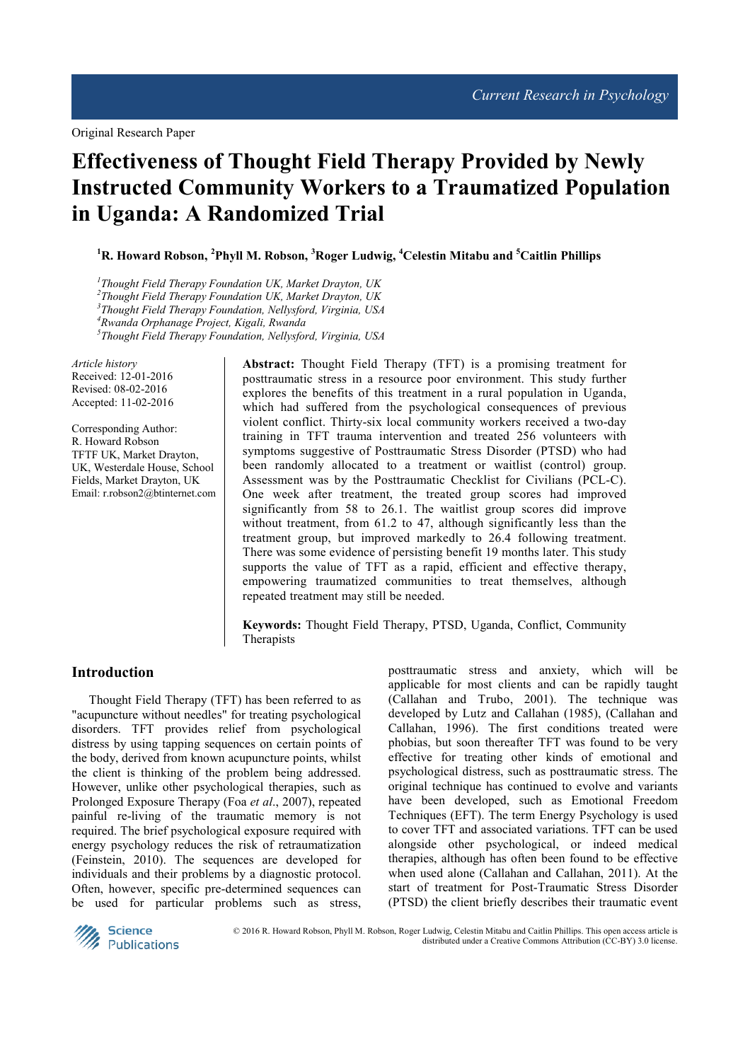Original Research Paper

# Effectiveness of Thought Field Therapy Provided by Newly Instructed Community Workers to a Traumatized Population in Uganda: A Randomized Trial

**[1]R. Howard Robson, [2]Phyll M. Robson, [3]Roger Ludwig, [4]Celestin Mitabu and [5]Caitlin Phillips**

*[1]Thought Field Therapy Foundation UK, Market Drayton, UK*
*[2]Thought Field Therapy Foundation UK, Market Drayton, UK*
*[3]Thought Field Therapy Foundation, Nellysford, Virginia, USA*
*[4]Rwanda Orphanage Project, Kigali, Rwanda*
*[5]Thought Field Therapy Foundation, Nellysford, Virginia, USA*

*Article history*
Received: 12-01-2016
Revised: 08-02-2016
Accepted: 11-02-2016

Corresponding Author:
R. Howard Robson
TFTF UK, Market Drayton, UK, Westerdale House, School Fields, Market Drayton, UK
Email: r.robson2@btinternet.com

**Abstract:** Thought Field Therapy (TFT) is a promising treatment for posttraumatic stress in a resource poor environment. This study further explores the benefits of this treatment in a rural population in Uganda, which had suffered from the psychological consequences of previous violent conflict. Thirty-six local community workers received a two-day training in TFT trauma intervention and treated 256 volunteers with symptoms suggestive of Posttraumatic Stress Disorder (PTSD) who had been randomly allocated to a treatment or waitlist (control) group. Assessment was by the Posttraumatic Checklist for Civilians (PCL-C). One week after treatment, the treated group scores had improved significantly from 58 to 26.1. The waitlist group scores did improve without treatment, from 61.2 to 47, although significantly less than the treatment group, but improved markedly to 26.4 following treatment. There was some evidence of persisting benefit 19 months later. This study supports the value of TFT as a rapid, efficient and effective therapy, empowering traumatized communities to treat themselves, although repeated treatment may still be needed.

**Keywords:** Thought Field Therapy, PTSD, Uganda, Conflict, Community Therapists

## Introduction

Thought Field Therapy (TFT) has been referred to as "acupuncture without needles" for treating psychological disorders. TFT provides relief from psychological distress by using tapping sequences on certain points of the body, derived from known acupuncture points, whilst the client is thinking of the problem being addressed. However, unlike other psychological therapies, such as Prolonged Exposure Therapy (Foa *et al*., 2007), repeated painful re-living of the traumatic memory is not required. The brief psychological exposure required with energy psychology reduces the risk of retraumatization (Feinstein, 2010). The sequences are developed for individuals and their problems by a diagnostic protocol. Often, however, specific pre-determined sequences can be used for particular problems such as stress, posttraumatic stress and anxiety, which will be applicable for most clients and can be rapidly taught (Callahan and Trubo, 2001). The technique was developed by Lutz and Callahan (1985), (Callahan and Callahan, 1996). The first conditions treated were phobias, but soon thereafter TFT was found to be very effective for treating other kinds of emotional and psychological distress, such as posttraumatic stress. The original technique has continued to evolve and variants have been developed, such as Emotional Freedom Techniques (EFT). The term Energy Psychology is used to cover TFT and associated variations. TFT can be used alongside other psychological, or indeed medical therapies, although has often been found to be effective when used alone (Callahan and Callahan, 2011). At the start of treatment for Post-Traumatic Stress Disorder (PTSD) the client briefly describes their traumatic event

© 2016 R. Howard Robson, Phyll M. Robson, Roger Ludwig, Celestin Mitabu and Caitlin Phillips. This open access article is distributed under a Creative Commons Attribution (CC-BY) 3.0 license.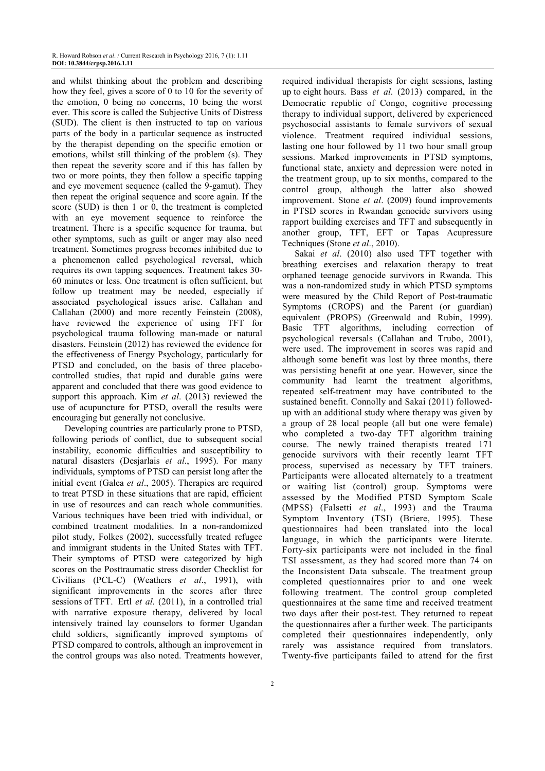and whilst thinking about the problem and describing how they feel, gives a score of 0 to 10 for the severity of the emotion, 0 being no concerns, 10 being the worst ever. This score is called the Subjective Units of Distress (SUD). The client is then instructed to tap on various parts of the body in a particular sequence as instructed by the therapist depending on the specific emotion or emotions, whilst still thinking of the problem (s). They then repeat the severity score and if this has fallen by two or more points, they then follow a specific tapping and eye movement sequence (called the 9-gamut). They then repeat the original sequence and score again. If the score (SUD) is then 1 or 0, the treatment is completed with an eye movement sequence to reinforce the treatment. There is a specific sequence for trauma, but other symptoms, such as guilt or anger may also need treatment. Sometimes progress becomes inhibited due to a phenomenon called psychological reversal, which requires its own tapping sequences. Treatment takes 30-60 minutes or less. One treatment is often sufficient, but follow up treatment may be needed, especially if associated psychological issues arise. Callahan and Callahan (2000) and more recently Feinstein (2008), have reviewed the experience of using TFT for psychological trauma following man-made or natural disasters. Feinstein (2012) has reviewed the evidence for the effectiveness of Energy Psychology, particularly for PTSD and concluded, on the basis of three placebo-controlled studies, that rapid and durable gains were apparent and concluded that there was good evidence to support this approach. Kim *et al*. (2013) reviewed the use of acupuncture for PTSD, overall the results were encouraging but generally not conclusive.

Developing countries are particularly prone to PTSD, following periods of conflict, due to subsequent social instability, economic difficulties and susceptibility to natural disasters (Desjarlais *et al*., 1995). For many individuals, symptoms of PTSD can persist long after the initial event (Galea *et al*., 2005). Therapies are required to treat PTSD in these situations that are rapid, efficient in use of resources and can reach whole communities. Various techniques have been tried with individual, or combined treatment modalities. In a non-randomized pilot study, Folkes (2002), successfully treated refugee and immigrant students in the United States with TFT. Their symptoms of PTSD were categorized by high scores on the Posttraumatic stress disorder Checklist for Civilians (PCL-C) (Weathers *et al*., 1991), with significant improvements in the scores after three sessions of TFT. Ertl *et al*. (2011), in a controlled trial with narrative exposure therapy, delivered by local intensively trained lay counselors to former Ugandan child soldiers, significantly improved symptoms of PTSD compared to controls, although an improvement in the control groups was also noted. Treatments however, required individual therapists for eight sessions, lasting up to eight hours. Bass *et al*. (2013) compared, in the Democratic republic of Congo, cognitive processing therapy to individual support, delivered by experienced psychosocial assistants to female survivors of sexual violence. Treatment required individual sessions, lasting one hour followed by 11 two hour small group sessions. Marked improvements in PTSD symptoms, functional state, anxiety and depression were noted in the treatment group, up to six months, compared to the control group, although the latter also showed improvement. Stone *et al*. (2009) found improvements in PTSD scores in Rwandan genocide survivors using rapport building exercises and TFT and subsequently in another group, TFT, EFT or Tapas Acupressure Techniques (Stone *et al*., 2010).

Sakai *et al*. (2010) also used TFT together with breathing exercises and relaxation therapy to treat orphaned teenage genocide survivors in Rwanda. This was a non-randomized study in which PTSD symptoms were measured by the Child Report of Post-traumatic Symptoms (CROPS) and the Parent (or guardian) equivalent (PROPS) (Greenwald and Rubin, 1999). Basic TFT algorithms, including correction of psychological reversals (Callahan and Trubo, 2001), were used. The improvement in scores was rapid and although some benefit was lost by three months, there was persisting benefit at one year. However, since the community had learnt the treatment algorithms, repeated self-treatment may have contributed to the sustained benefit. Connolly and Sakai (2011) followed-up with an additional study where therapy was given by a group of 28 local people (all but one were female) who completed a two-day TFT algorithm training course. The newly trained therapists treated 171 genocide survivors with their recently learnt TFT process, supervised as necessary by TFT trainers. Participants were allocated alternately to a treatment or waiting list (control) group. Symptoms were assessed by the Modified PTSD Symptom Scale (MPSS) (Falsetti *et al*., 1993) and the Trauma Symptom Inventory (TSI) (Briere, 1995). These questionnaires had been translated into the local language, in which the participants were literate. Forty-six participants were not included in the final TSI assessment, as they had scored more than 74 on the Inconsistent Data subscale. The treatment group completed questionnaires prior to and one week following treatment. The control group completed questionnaires at the same time and received treatment two days after their post-test. They returned to repeat the questionnaires after a further week. The participants completed their questionnaires independently, only rarely was assistance required from translators. Twenty-five participants failed to attend for the first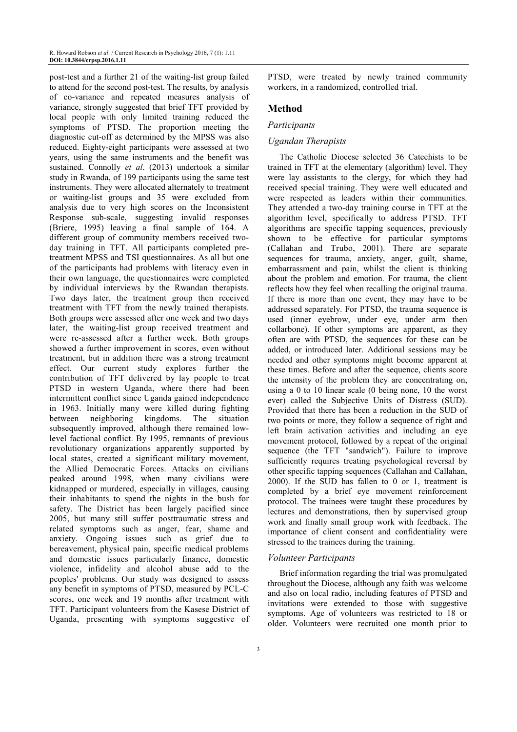post-test and a further 21 of the waiting-list group failed to attend for the second post-test. The results, by analysis of co-variance and repeated measures analysis of variance, strongly suggested that brief TFT provided by local people with only limited training reduced the symptoms of PTSD. The proportion meeting the diagnostic cut-off as determined by the MPSS was also reduced. Eighty-eight participants were assessed at two years, using the same instruments and the benefit was sustained. Connolly *et al*. (2013) undertook a similar study in Rwanda, of 199 participants using the same test instruments. They were allocated alternately to treatment or waiting-list groups and 35 were excluded from analysis due to very high scores on the Inconsistent Response sub-scale, suggesting invalid responses (Briere, 1995) leaving a final sample of 164. A different group of community members received two-day training in TFT. All participants completed pre-treatment MPSS and TSI questionnaires. As all but one of the participants had problems with literacy even in their own language, the questionnaires were completed by individual interviews by the Rwandan therapists. Two days later, the treatment group then received treatment with TFT from the newly trained therapists. Both groups were assessed after one week and two days later, the waiting-list group received treatment and were re-assessed after a further week. Both groups showed a further improvement in scores, even without treatment, but in addition there was a strong treatment effect. Our current study explores further the contribution of TFT delivered by lay people to treat PTSD in western Uganda, where there had been intermittent conflict since Uganda gained independence in 1963. Initially many were killed during fighting between neighboring kingdoms. The situation subsequently improved, although there remained low-level factional conflict. By 1995, remnants of previous revolutionary organizations apparently supported by local states, created a significant military movement, the Allied Democratic Forces. Attacks on civilians peaked around 1998, when many civilians were kidnapped or murdered, especially in villages, causing their inhabitants to spend the nights in the bush for safety. The District has been largely pacified since 2005, but many still suffer posttraumatic stress and related symptoms such as anger, fear, shame and anxiety. Ongoing issues such as grief due to bereavement, physical pain, specific medical problems and domestic issues particularly finance, domestic violence, infidelity and alcohol abuse add to the peoples' problems. Our study was designed to assess any benefit in symptoms of PTSD, measured by PCL-C scores, one week and 19 months after treatment with TFT. Participant volunteers from the Kasese District of Uganda, presenting with symptoms suggestive of PTSD, were treated by newly trained community workers, in a randomized, controlled trial.

## Method

### *Participants*

### *Ugandan Therapists*

The Catholic Diocese selected 36 Catechists to be trained in TFT at the elementary (algorithm) level. They were lay assistants to the clergy, for which they had received special training. They were well educated and were respected as leaders within their communities. They attended a two-day training course in TFT at the algorithm level, specifically to address PTSD. TFT algorithms are specific tapping sequences, previously shown to be effective for particular symptoms (Callahan and Trubo, 2001). There are separate sequences for trauma, anxiety, anger, guilt, shame, embarrassment and pain, whilst the client is thinking about the problem and emotion. For trauma, the client reflects how they feel when recalling the original trauma. If there is more than one event, they may have to be addressed separately. For PTSD, the trauma sequence is used (inner eyebrow, under eye, under arm then collarbone). If other symptoms are apparent, as they often are with PTSD, the sequences for these can be added, or introduced later. Additional sessions may be needed and other symptoms might become apparent at these times. Before and after the sequence, clients score the intensity of the problem they are concentrating on, using a 0 to 10 linear scale (0 being none, 10 the worst ever) called the Subjective Units of Distress (SUD). Provided that there has been a reduction in the SUD of two points or more, they follow a sequence of right and left brain activation activities and including an eye movement protocol, followed by a repeat of the original sequence (the TFT "sandwich"). Failure to improve sufficiently requires treating psychological reversal by other specific tapping sequences (Callahan and Callahan, 2000). If the SUD has fallen to 0 or 1, treatment is completed by a brief eye movement reinforcement protocol. The trainees were taught these procedures by lectures and demonstrations, then by supervised group work and finally small group work with feedback. The importance of client consent and confidentiality were stressed to the trainees during the training.

### *Volunteer Participants*

Brief information regarding the trial was promulgated throughout the Diocese, although any faith was welcome and also on local radio, including features of PTSD and invitations were extended to those with suggestive symptoms. Age of volunteers was restricted to 18 or older. Volunteers were recruited one month prior to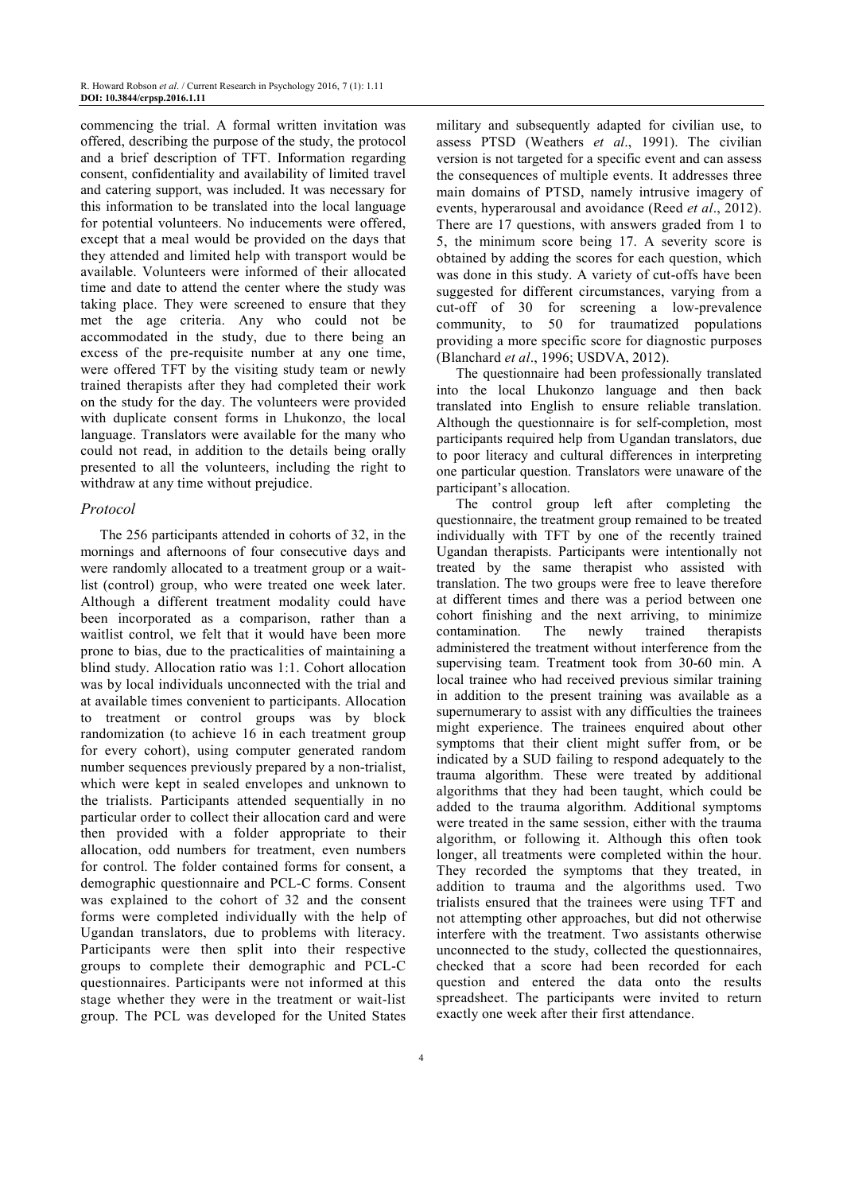commencing the trial. A formal written invitation was offered, describing the purpose of the study, the protocol and a brief description of TFT. Information regarding consent, confidentiality and availability of limited travel and catering support, was included. It was necessary for this information to be translated into the local language for potential volunteers. No inducements were offered, except that a meal would be provided on the days that they attended and limited help with transport would be available. Volunteers were informed of their allocated time and date to attend the center where the study was taking place. They were screened to ensure that they met the age criteria. Any who could not be accommodated in the study, due to there being an excess of the pre-requisite number at any one time, were offered TFT by the visiting study team or newly trained therapists after they had completed their work on the study for the day. The volunteers were provided with duplicate consent forms in Lhukonzo, the local language. Translators were available for the many who could not read, in addition to the details being orally presented to all the volunteers, including the right to withdraw at any time without prejudice.

### *Protocol*

The 256 participants attended in cohorts of 32, in the mornings and afternoons of four consecutive days and were randomly allocated to a treatment group or a wait-list (control) group, who were treated one week later. Although a different treatment modality could have been incorporated as a comparison, rather than a waitlist control, we felt that it would have been more prone to bias, due to the practicalities of maintaining a blind study. Allocation ratio was 1:1. Cohort allocation was by local individuals unconnected with the trial and at available times convenient to participants. Allocation to treatment or control groups was by block randomization (to achieve 16 in each treatment group for every cohort), using computer generated random number sequences previously prepared by a non-trialist, which were kept in sealed envelopes and unknown to the trialists. Participants attended sequentially in no particular order to collect their allocation card and were then provided with a folder appropriate to their allocation, odd numbers for treatment, even numbers for control. The folder contained forms for consent, a demographic questionnaire and PCL-C forms. Consent was explained to the cohort of 32 and the consent forms were completed individually with the help of Ugandan translators, due to problems with literacy. Participants were then split into their respective groups to complete their demographic and PCL-C questionnaires. Participants were not informed at this stage whether they were in the treatment or wait-list group. The PCL was developed for the United States military and subsequently adapted for civilian use, to assess PTSD (Weathers *et al*., 1991). The civilian version is not targeted for a specific event and can assess the consequences of multiple events. It addresses three main domains of PTSD, namely intrusive imagery of events, hyperarousal and avoidance (Reed *et al*., 2012). There are 17 questions, with answers graded from 1 to 5, the minimum score being 17. A severity score is obtained by adding the scores for each question, which was done in this study. A variety of cut-offs have been suggested for different circumstances, varying from a cut-off of 30 for screening a low-prevalence community, to 50 for traumatized populations providing a more specific score for diagnostic purposes (Blanchard *et al*., 1996; USDVA, 2012).

The questionnaire had been professionally translated into the local Lhukonzo language and then back translated into English to ensure reliable translation. Although the questionnaire is for self-completion, most participants required help from Ugandan translators, due to poor literacy and cultural differences in interpreting one particular question. Translators were unaware of the participant's allocation.

The control group left after completing the questionnaire, the treatment group remained to be treated individually with TFT by one of the recently trained Ugandan therapists. Participants were intentionally not treated by the same therapist who assisted with translation. The two groups were free to leave therefore at different times and there was a period between one cohort finishing and the next arriving, to minimize contamination. The newly trained therapists administered the treatment without interference from the supervising team. Treatment took from 30-60 min. A local trainee who had received previous similar training in addition to the present training was available as a supernumerary to assist with any difficulties the trainees might experience. The trainees enquired about other symptoms that their client might suffer from, or be indicated by a SUD failing to respond adequately to the trauma algorithm. These were treated by additional algorithms that they had been taught, which could be added to the trauma algorithm. Additional symptoms were treated in the same session, either with the trauma algorithm, or following it. Although this often took longer, all treatments were completed within the hour. They recorded the symptoms that they treated, in addition to trauma and the algorithms used. Two trialists ensured that the trainees were using TFT and not attempting other approaches, but did not otherwise interfere with the treatment. Two assistants otherwise unconnected to the study, collected the questionnaires, checked that a score had been recorded for each question and entered the data onto the results spreadsheet. The participants were invited to return exactly one week after their first attendance.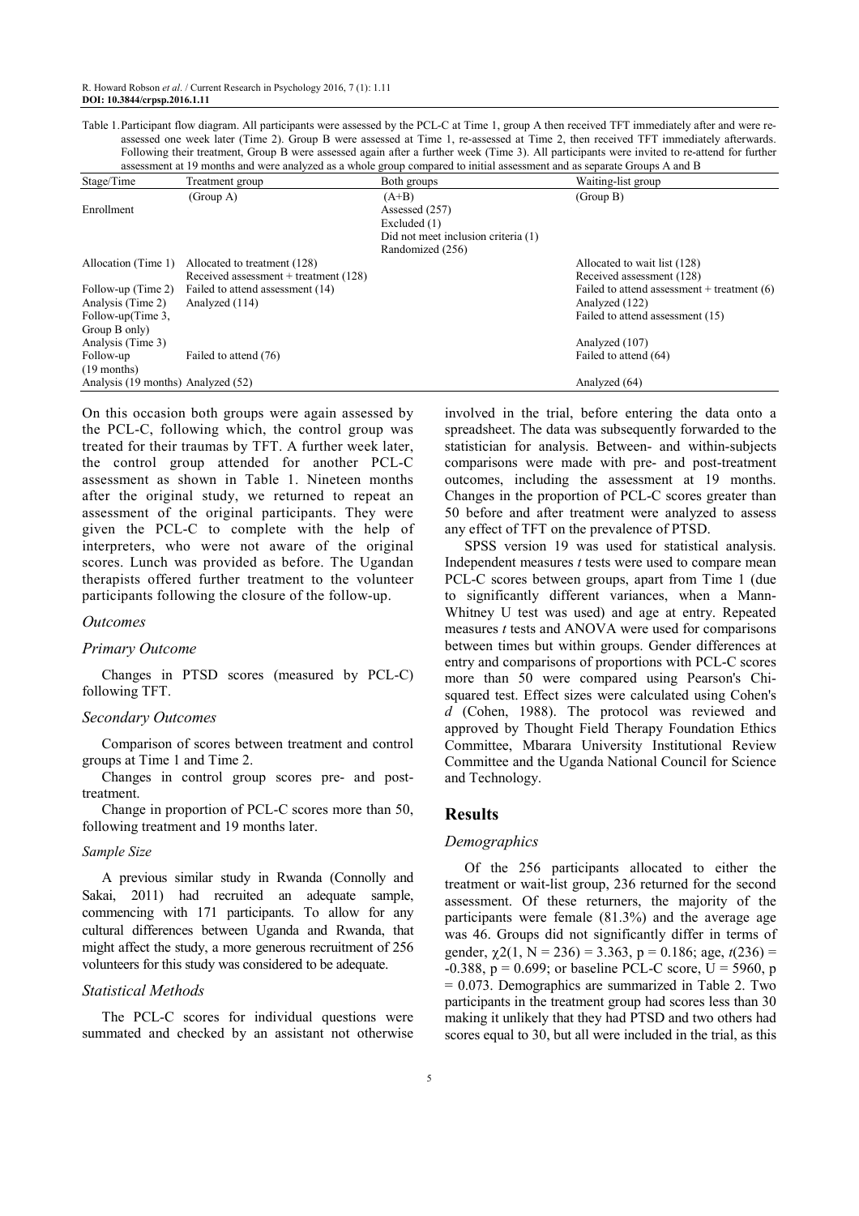Table 1. Participant flow diagram. All participants were assessed by the PCL-C at Time 1, group A then received TFT immediately after and were re-assessed one week later (Time 2). Group B were assessed at Time 1, re-assessed at Time 2, then received TFT immediately afterwards. Following their treatment, Group B were assessed again after a further week (Time 3). All participants were invited to re-attend for further assessment at 19 months and were analyzed as a whole group compared to initial assessment and as separate Groups A and B

| Stage/Time | Treatment group | Both groups | Waiting-list group |
|---|---|---|---|
| | (Group A) | (A+B) | (Group B) |
| Enrollment | | Assessed (257)<br>Excluded (1)<br>Did not meet inclusion criteria (1)<br>Randomized (256) | |
| Allocation (Time 1) | Allocated to treatment (128)<br>Received assessment + treatment (128) | | Allocated to wait list (128)<br>Received assessment (128) |
| Follow-up (Time 2) | Failed to attend assessment (14) | | Failed to attend assessment + treatment (6) |
| Analysis (Time 2) | Analyzed (114) | | Analyzed (122) |
| Follow-up(Time 3, Group B only) | | | Failed to attend assessment (15) |
| Analysis (Time 3) | | | Analyzed (107) |
| Follow-up (19 months) | Failed to attend (76) | | Failed to attend (64) |
| Analysis (19 months) | Analyzed (52) | | Analyzed (64) |

On this occasion both groups were again assessed by the PCL-C, following which, the control group was treated for their traumas by TFT. A further week later, the control group attended for another PCL-C assessment as shown in Table 1. Nineteen months after the original study, we returned to repeat an assessment of the original participants. They were given the PCL-C to complete with the help of interpreters, who were not aware of the original scores. Lunch was provided as before. The Ugandan therapists offered further treatment to the volunteer participants following the closure of the follow-up.

### *Outcomes*

### *Primary Outcome*

Changes in PTSD scores (measured by PCL-C) following TFT.

### *Secondary Outcomes*

Comparison of scores between treatment and control groups at Time 1 and Time 2.

Changes in control group scores pre- and post-treatment.

Change in proportion of PCL-C scores more than 50, following treatment and 19 months later.

### *Sample Size*

A previous similar study in Rwanda (Connolly and Sakai, 2011) had recruited an adequate sample, commencing with 171 participants. To allow for any cultural differences between Uganda and Rwanda, that might affect the study, a more generous recruitment of 256 volunteers for this study was considered to be adequate.

### *Statistical Methods*

The PCL-C scores for individual questions were summated and checked by an assistant not otherwise involved in the trial, before entering the data onto a spreadsheet. The data was subsequently forwarded to the statistician for analysis. Between- and within-subjects comparisons were made with pre- and post-treatment outcomes, including the assessment at 19 months. Changes in the proportion of PCL-C scores greater than 50 before and after treatment were analyzed to assess any effect of TFT on the prevalence of PTSD.

SPSS version 19 was used for statistical analysis. Independent measures *t* tests were used to compare mean PCL-C scores between groups, apart from Time 1 (due to significantly different variances, when a Mann-Whitney U test was used) and age at entry. Repeated measures *t* tests and ANOVA were used for comparisons between times but within groups. Gender differences at entry and comparisons of proportions with PCL-C scores more than 50 were compared using Pearson's Chi-squared test. Effect sizes were calculated using Cohen's *d* (Cohen, 1988). The protocol was reviewed and approved by Thought Field Therapy Foundation Ethics Committee, Mbarara University Institutional Review Committee and the Uganda National Council for Science and Technology.

## Results

### *Demographics*

Of the 256 participants allocated to either the treatment or wait-list group, 236 returned for the second assessment. Of these returners, the majority of the participants were female (81.3%) and the average age was 46. Groups did not significantly differ in terms of gender, $\chi2(1, N = 236) = 3.363$, $p = 0.186$; age, $t(236) = -0.388$, $p = 0.699$; or baseline PCL-C score, $U = 5960$, $p = 0.073$. Demographics are summarized in Table 2. Two participants in the treatment group had scores less than 30 making it unlikely that they had PTSD and two others had scores equal to 30, but all were included in the trial, as this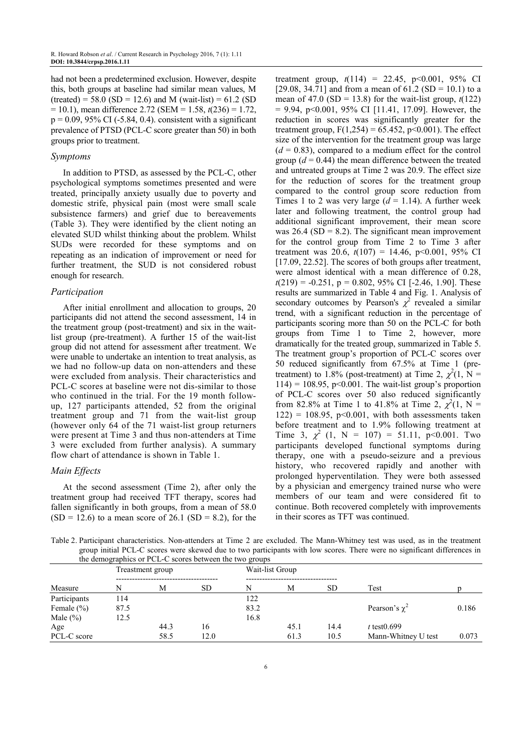had not been a predetermined exclusion. However, despite this, both groups at baseline had similar mean values, M (treated) = 58.0 (SD = 12.6) and M (wait-list) = 61.2 (SD = 10.1), mean difference 2.72 (SEM = 1.58, $t(236) = 1.72$, $p = 0.09$, 95% CI (-5.84, 0.4). consistent with a significant prevalence of PTSD (PCL-C score greater than 50) in both groups prior to treatment.

### Symptoms

In addition to PTSD, as assessed by the PCL-C, other psychological symptoms sometimes presented and were treated, principally anxiety usually due to poverty and domestic strife, physical pain (most were small scale subsistence farmers) and grief due to bereavements (Table 3). They were identified by the client noting an elevated SUD whilst thinking about the problem. Whilst SUDs were recorded for these symptoms and on repeating as an indication of improvement or need for further treatment, the SUD is not considered robust enough for research.

### Participation

After initial enrollment and allocation to groups, 20 participants did not attend the second assessment, 14 in the treatment group (post-treatment) and six in the wait-list group (pre-treatment). A further 15 of the wait-list group did not attend for assessment after treatment. We were unable to undertake an intention to treat analysis, as we had no follow-up data on non-attenders and these were excluded from analysis. Their characteristics and PCL-C scores at baseline were not dis-similar to those who continued in the trial. For the 19 month follow-up, 127 participants attended, 52 from the original treatment group and 71 from the wait-list group (however only 64 of the 71 waist-list group returners were present at Time 3 and thus non-attenders at Time 3 were excluded from further analysis). A summary flow chart of attendance is shown in Table 1.

### Main Effects

At the second assessment (Time 2), after only the treatment group had received TFT therapy, scores had fallen significantly in both groups, from a mean of 58.0 (SD = 12.6) to a mean score of 26.1 (SD = 8.2), for the treatment group, $t(114) = 22.45$, $p<0.001$, 95% CI [29.08, 34.71] and from a mean of 61.2 (SD = 10.1) to a mean of 47.0 (SD = 13.8) for the wait-list group, $t(122) = 9.94$, $p<0.001$, 95% CI [11.41, 17.09]. However, the reduction in scores was significantly greater for the treatment group, $F(1,254) = 65.452$, $p<0.001$). The effect size of the intervention for the treatment group was large ($d = 0.83$), compared to a medium effect for the control group ($d = 0.44$) the mean difference between the treated and untreated groups at Time 2 was 20.9. The effect size for the reduction of scores for the treatment group compared to the control group score reduction from Times 1 to 2 was very large ($d = 1.14$). A further week later and following treatment, the control group had additional significant improvement, their mean score was 26.4 (SD = 8.2). The significant mean improvement for the control group from Time 2 to Time 3 after treatment was 20.6, $t(107) = 14.46$, $p<0.001$, 95% CI [17.09, 22.52]. The scores of both groups after treatment, were almost identical with a mean difference of 0.28, $t(219) = -0.251$, $p = 0.802$, 95% CI [-2.46, 1.90]. These results are summarized in Table 4 and Fig. 1. Analysis of secondary outcomes by Pearson's $\chi^2$ revealed a similar trend, with a significant reduction in the percentage of participants scoring more than 50 on the PCL-C for both groups from Time 1 to Time 2, however, more dramatically for the treated group, summarized in Table 5. The treatment group's proportion of PCL-C scores over 50 reduced significantly from 67.5% at Time 1 (pre-treatment) to 1.8% (post-treatment) at Time 2, $\chi^2(1, N = 114) = 108.95$, $p<0.001$. The wait-list group's proportion of PCL-C scores over 50 also reduced significantly from 82.8% at Time 1 to 41.8% at Time 2, $\chi^2(1, N = 122) = 108.95$, $p<0.001$, with both assessments taken before treatment and to 1.9% following treatment at Time 3, $\chi^2(1, N = 107) = 51.11$, $p<0.001$. Two participants developed functional symptoms during therapy, one with a pseudo-seizure and a previous history, who recovered rapidly and another with prolonged hyperventilation. They were both assessed by a physician and emergency trained nurse who were members of our team and were considered fit to continue. Both recovered completely with improvements in their scores as TFT was continued.

Table 2. Participant characteristics. Non-attenders at Time 2 are excluded. The Mann-Whitney test was used, as in the treatment group initial PCL-C scores were skewed due to two participants with low scores. There were no significant differences in the demographics or PCL-C scores between the two groups

| | Treatment group | | | Wait-list Group | | | | |
|---|---|---|---|---|---|---|---|---|
| Measure | N | M | SD | N | M | SD | Test | p |
| Participants | 114 | | | 122 | | | | |
| Female (%) | 87.5 | | | 83.2 | | | Pearson's $\chi^2$ | 0.186 |
| Male (%) | 12.5 | | | 16.8 | | | | |
| Age | | 44.3 | 16 | | 45.1 | 14.4 | $t$ test0.699 | |
| PCL-C score | | 58.5 | 12.0 | | 61.3 | 10.5 | Mann-Whitney U test | 0.073 |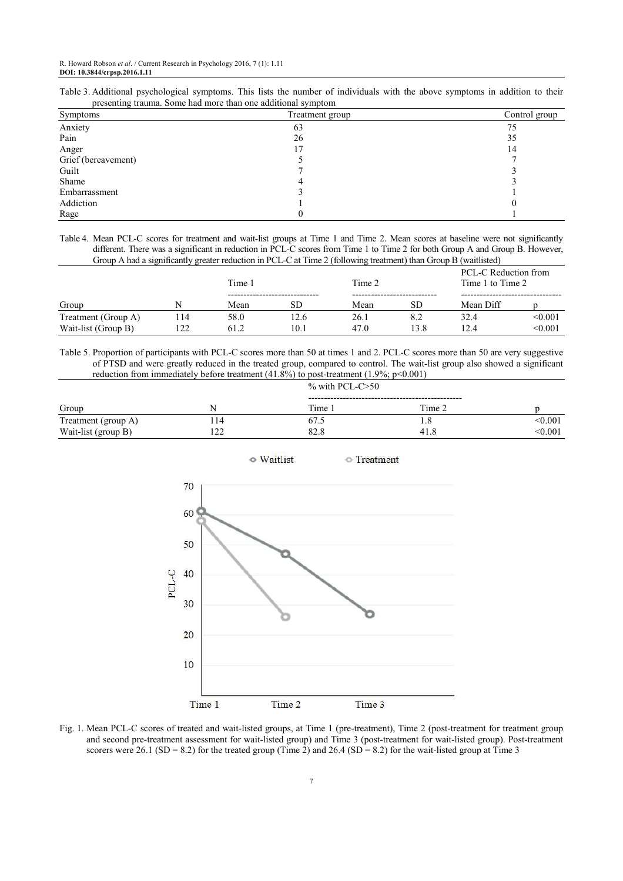Table 3. Additional psychological symptoms. This lists the number of individuals with the above symptoms in addition to their presenting trauma. Some had more than one additional symptom

| Symptoms | Treatment group | Control group |
|---|---|---|
| Anxiety | 63 | 75 |
| Pain | 26 | 35 |
| Anger | 17 | 14 |
| Grief (bereavement) | 5 | 7 |
| Guilt | 7 | 3 |
| Shame | 4 | 3 |
| Embarrassment | 3 | 1 |
| Addiction | 1 | 0 |
| Rage | 0 | 1 |

Table 4. Mean PCL-C scores for treatment and wait-list groups at Time 1 and Time 2. Mean scores at baseline were not significantly different. There was a significant in reduction in PCL-C scores from Time 1 to Time 2 for both Group A and Group B. However, Group A had a significantly greater reduction in PCL-C at Time 2 (following treatment) than Group B (waitlisted)

| | | Time 1 | | Time 2 | | PCL-C Reduction from Time 1 to Time 2 | |
|---|---|---|---|---|---|---|---|
| Group | N | Mean | SD | Mean | SD | Mean Diff | p |
| Treatment (Group A) | 114 | 58.0 | 12.6 | 26.1 | 8.2 | 32.4 | <0.001 |
| Wait-list (Group B) | 122 | 61.2 | 10.1 | 47.0 | 13.8 | 12.4 | <0.001 |

Table 5. Proportion of participants with PCL-C scores more than 50 at times 1 and 2. PCL-C scores more than 50 are very suggestive of PTSD and were greatly reduced in the treated group, compared to control. The wait-list group also showed a significant reduction from immediately before treatment (41.8%) to post-treatment (1.9%; p<0.001)

| | | % with PCL-C>50 | | |
|---|---|---|---|---|
| Group | N | Time 1 | Time 2 | p |
| Treatment (group A) | 114 | 67.5 | 1.8 | <0.001 |
| Wait-list (group B) | 122 | 82.8 | 41.8 | <0.001 |

Fig. 1. Mean PCL-C scores of treated and wait-listed groups, at Time 1 (pre-treatment), Time 2 (post-treatment for treatment group and second pre-treatment assessment for wait-listed group) and Time 3 (post-treatment for wait-listed group). Post-treatment scorers were 26.1 (SD = 8.2) for the treated group (Time 2) and 26.4 (SD = 8.2) for the wait-listed group at Time 3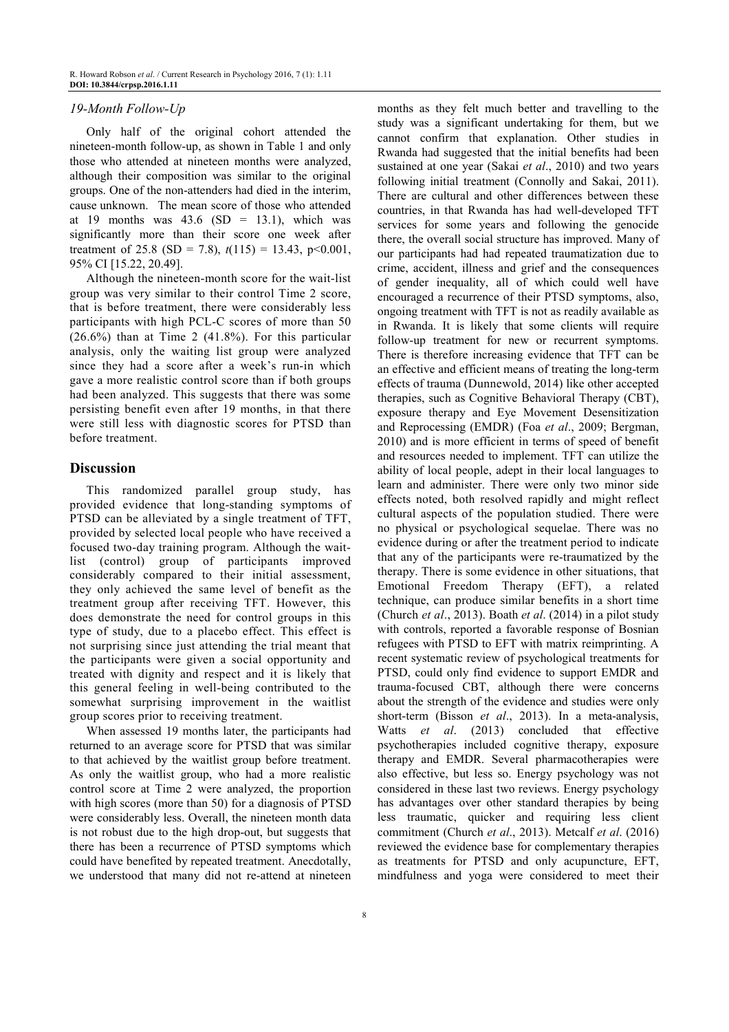### *19-Month Follow-Up*

Only half of the original cohort attended the nineteen-month follow-up, as shown in Table 1 and only those who attended at nineteen months were analyzed, although their composition was similar to the original groups. One of the non-attenders had died in the interim, cause unknown. The mean score of those who attended at 19 months was 43.6 (SD = 13.1), which was significantly more than their score one week after treatment of 25.8 (SD = 7.8), $t(115) = 13.43$, $p<0.001$, 95% CI [15.22, 20.49].

Although the nineteen-month score for the wait-list group was very similar to their control Time 2 score, that is before treatment, there were considerably less participants with high PCL-C scores of more than 50 (26.6%) than at Time 2 (41.8%). For this particular analysis, only the waiting list group were analyzed since they had a score after a week's run-in which gave a more realistic control score than if both groups had been analyzed. This suggests that there was some persisting benefit even after 19 months, in that there were still less with diagnostic scores for PTSD than before treatment.

## Discussion

This randomized parallel group study, has provided evidence that long-standing symptoms of PTSD can be alleviated by a single treatment of TFT, provided by selected local people who have received a focused two-day training program. Although the wait-list (control) group of participants improved considerably compared to their initial assessment, they only achieved the same level of benefit as the treatment group after receiving TFT. However, this does demonstrate the need for control groups in this type of study, due to a placebo effect. This effect is not surprising since just attending the trial meant that the participants were given a social opportunity and treated with dignity and respect and it is likely that this general feeling in well-being contributed to the somewhat surprising improvement in the waitlist group scores prior to receiving treatment.

When assessed 19 months later, the participants had returned to an average score for PTSD that was similar to that achieved by the waitlist group before treatment. As only the waitlist group, who had a more realistic control score at Time 2 were analyzed, the proportion with high scores (more than 50) for a diagnosis of PTSD were considerably less. Overall, the nineteen month data is not robust due to the high drop-out, but suggests that there has been a recurrence of PTSD symptoms which could have benefited by repeated treatment. Anecdotally, we understood that many did not re-attend at nineteen months as they felt much better and travelling to the study was a significant undertaking for them, but we cannot confirm that explanation. Other studies in Rwanda had suggested that the initial benefits had been sustained at one year (Sakai *et al*., 2010) and two years following initial treatment (Connolly and Sakai, 2011). There are cultural and other differences between these countries, in that Rwanda has had well-developed TFT services for some years and following the genocide there, the overall social structure has improved. Many of our participants had had repeated traumatization due to crime, accident, illness and grief and the consequences of gender inequality, all of which could well have encouraged a recurrence of their PTSD symptoms, also, ongoing treatment with TFT is not as readily available as in Rwanda. It is likely that some clients will require follow-up treatment for new or recurrent symptoms. There is therefore increasing evidence that TFT can be an effective and efficient means of treating the long-term effects of trauma (Dunnewold, 2014) like other accepted therapies, such as Cognitive Behavioral Therapy (CBT), exposure therapy and Eye Movement Desensitization and Reprocessing (EMDR) (Foa *et al*., 2009; Bergman, 2010) and is more efficient in terms of speed of benefit and resources needed to implement. TFT can utilize the ability of local people, adept in their local languages to learn and administer. There were only two minor side effects noted, both resolved rapidly and might reflect cultural aspects of the population studied. There were no physical or psychological sequelae. There was no evidence during or after the treatment period to indicate that any of the participants were re-traumatized by the therapy. There is some evidence in other situations, that Emotional Freedom Therapy (EFT), a related technique, can produce similar benefits in a short time (Church *et al*., 2013). Boath *et al*. (2014) in a pilot study with controls, reported a favorable response of Bosnian refugees with PTSD to EFT with matrix reimprinting. A recent systematic review of psychological treatments for PTSD, could only find evidence to support EMDR and trauma-focused CBT, although there were concerns about the strength of the evidence and studies were only short-term (Bisson *et al*., 2013). In a meta-analysis, Watts *et al*. (2013) concluded that effective psychotherapies included cognitive therapy, exposure therapy and EMDR. Several pharmacotherapies were also effective, but less so. Energy psychology was not considered in these last two reviews. Energy psychology has advantages over other standard therapies by being less traumatic, quicker and requiring less client commitment (Church *et al*., 2013). Metcalf *et al*. (2016) reviewed the evidence base for complementary therapies as treatments for PTSD and only acupuncture, EFT, mindfulness and yoga were considered to meet their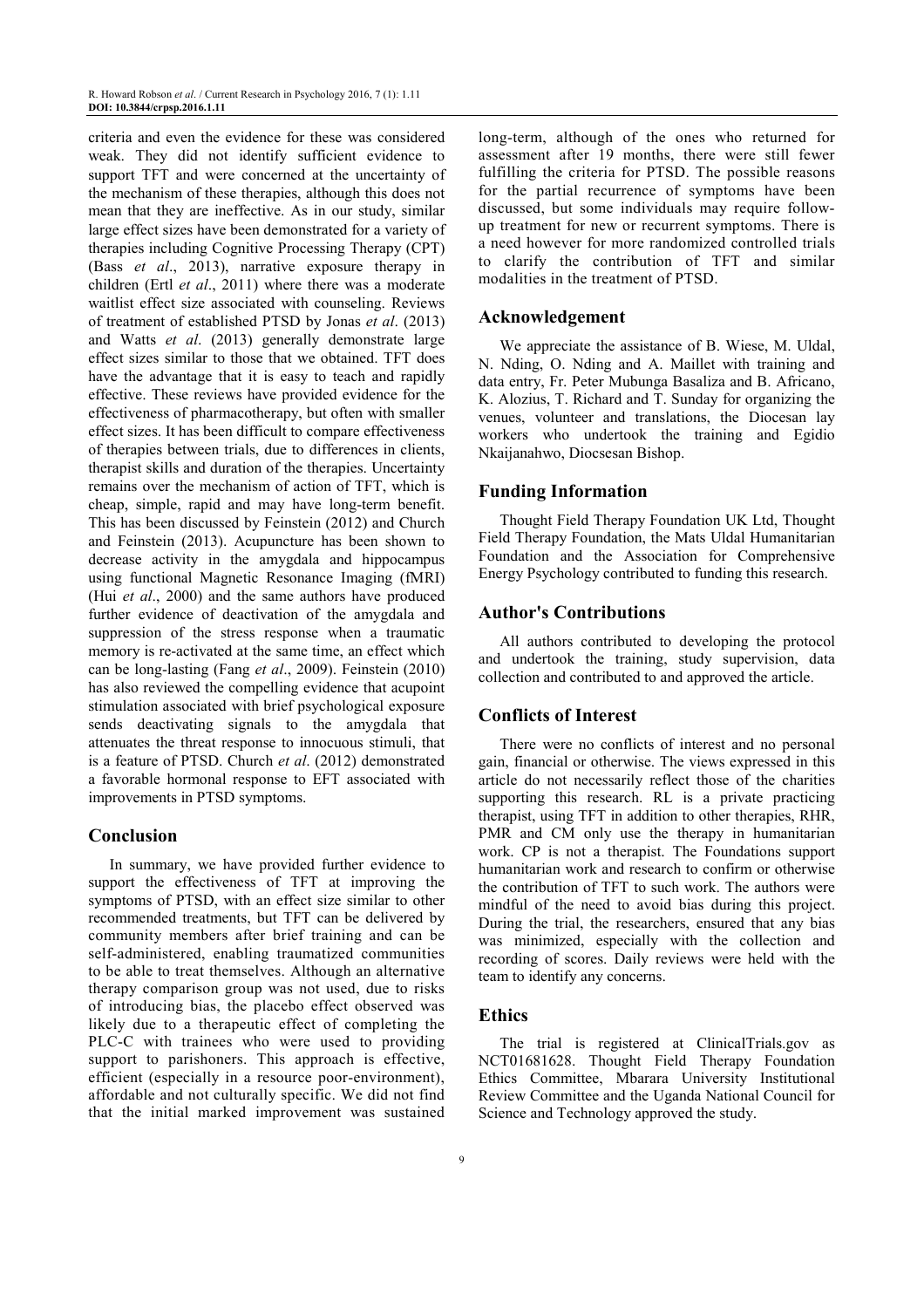criteria and even the evidence for these was considered weak. They did not identify sufficient evidence to support TFT and were concerned at the uncertainty of the mechanism of these therapies, although this does not mean that they are ineffective. As in our study, similar large effect sizes have been demonstrated for a variety of therapies including Cognitive Processing Therapy (CPT) (Bass *et al*., 2013), narrative exposure therapy in children (Ertl *et al*., 2011) where there was a moderate waitlist effect size associated with counseling. Reviews of treatment of established PTSD by Jonas *et al*. (2013) and Watts *et al*. (2013) generally demonstrate large effect sizes similar to those that we obtained. TFT does have the advantage that it is easy to teach and rapidly effective. These reviews have provided evidence for the effectiveness of pharmacotherapy, but often with smaller effect sizes. It has been difficult to compare effectiveness of therapies between trials, due to differences in clients, therapist skills and duration of the therapies. Uncertainty remains over the mechanism of action of TFT, which is cheap, simple, rapid and may have long-term benefit. This has been discussed by Feinstein (2012) and Church and Feinstein (2013). Acupuncture has been shown to decrease activity in the amygdala and hippocampus using functional Magnetic Resonance Imaging (fMRI) (Hui *et al*., 2000) and the same authors have produced further evidence of deactivation of the amygdala and suppression of the stress response when a traumatic memory is re-activated at the same time, an effect which can be long-lasting (Fang *et al*., 2009). Feinstein (2010) has also reviewed the compelling evidence that acupoint stimulation associated with brief psychological exposure sends deactivating signals to the amygdala that attenuates the threat response to innocuous stimuli, that is a feature of PTSD. Church *et al*. (2012) demonstrated a favorable hormonal response to EFT associated with improvements in PTSD symptoms.

## Conclusion

In summary, we have provided further evidence to support the effectiveness of TFT at improving the symptoms of PTSD, with an effect size similar to other recommended treatments, but TFT can be delivered by community members after brief training and can be self-administered, enabling traumatized communities to be able to treat themselves. Although an alternative therapy comparison group was not used, due to risks of introducing bias, the placebo effect observed was likely due to a therapeutic effect of completing the PLC-C with trainees who were used to providing support to parishoners. This approach is effective, efficient (especially in a resource poor-environment), affordable and not culturally specific. We did not find that the initial marked improvement was sustained long-term, although of the ones who returned for assessment after 19 months, there were still fewer fulfilling the criteria for PTSD. The possible reasons for the partial recurrence of symptoms have been discussed, but some individuals may require follow-up treatment for new or recurrent symptoms. There is a need however for more randomized controlled trials to clarify the contribution of TFT and similar modalities in the treatment of PTSD.

## Acknowledgement

We appreciate the assistance of B. Wiese, M. Uldal, N. Nding, O. Nding and A. Maillet with training and data entry, Fr. Peter Mubunga Basaliza and B. Africano, K. Alozius, T. Richard and T. Sunday for organizing the venues, volunteer and translations, the Diocesan lay workers who undertook the training and Egidio Nkaijanahwo, Diocsesan Bishop.

## Funding Information

Thought Field Therapy Foundation UK Ltd, Thought Field Therapy Foundation, the Mats Uldal Humanitarian Foundation and the Association for Comprehensive Energy Psychology contributed to funding this research.

## Author's Contributions

All authors contributed to developing the protocol and undertook the training, study supervision, data collection and contributed to and approved the article.

## Conflicts of Interest

There were no conflicts of interest and no personal gain, financial or otherwise. The views expressed in this article do not necessarily reflect those of the charities supporting this research. RL is a private practicing therapist, using TFT in addition to other therapies, RHR, PMR and CM only use the therapy in humanitarian work. CP is not a therapist. The Foundations support humanitarian work and research to confirm or otherwise the contribution of TFT to such work. The authors were mindful of the need to avoid bias during this project. During the trial, the researchers, ensured that any bias was minimized, especially with the collection and recording of scores. Daily reviews were held with the team to identify any concerns.

## Ethics

The trial is registered at ClinicalTrials.gov as NCT01681628. Thought Field Therapy Foundation Ethics Committee, Mbarara University Institutional Review Committee and the Uganda National Council for Science and Technology approved the study.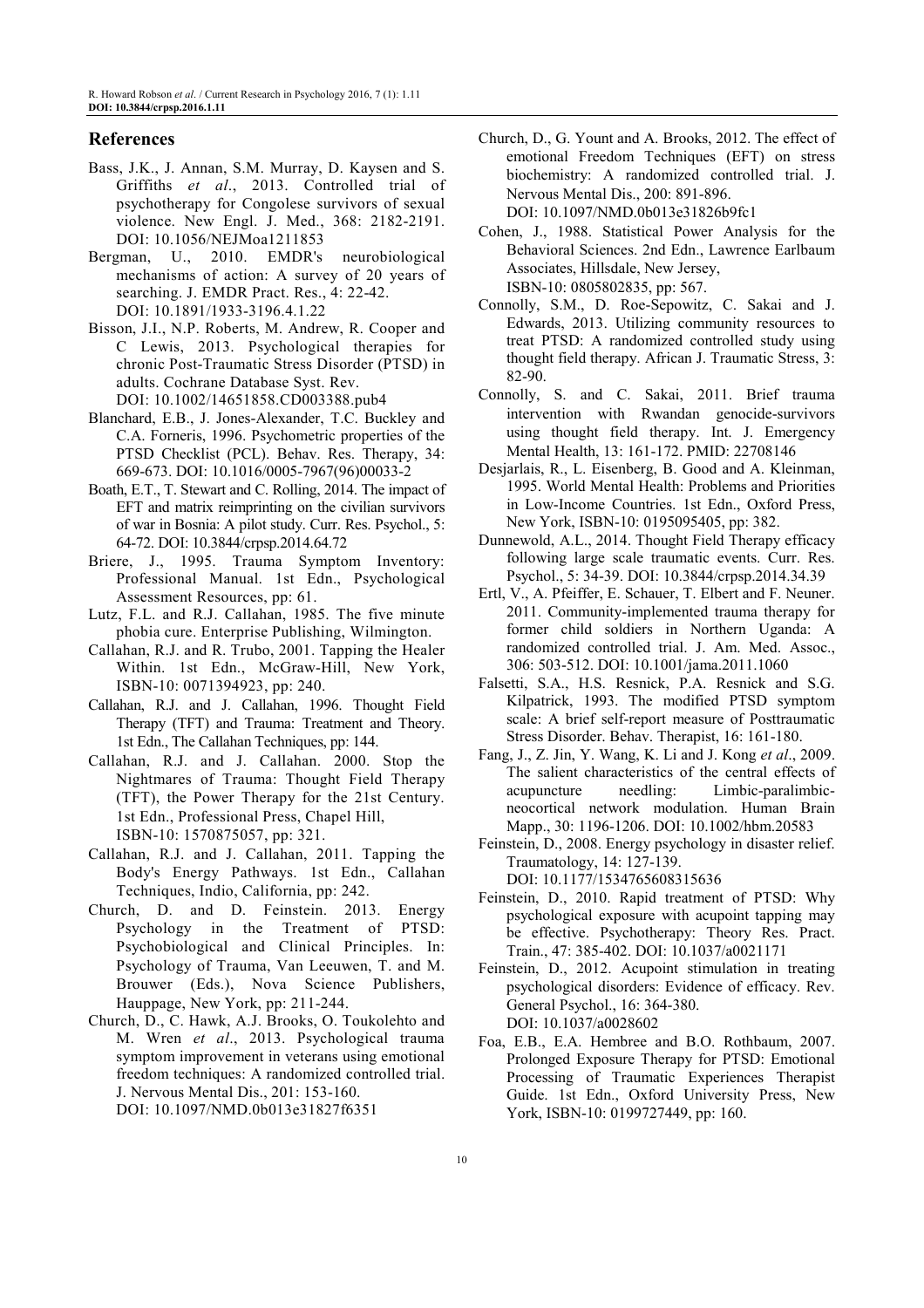## References

Bass, J.K., J. Annan, S.M. Murray, D. Kaysen and S. Griffiths *et al*., 2013. Controlled trial of psychotherapy for Congolese survivors of sexual violence. New Engl. J. Med., 368: 2182-2191. DOI: 10.1056/NEJMoa1211853

Bergman, U., 2010. EMDR's neurobiological mechanisms of action: A survey of 20 years of searching. J. EMDR Pract. Res., 4: 22-42. DOI: 10.1891/1933-3196.4.1.22

Bisson, J.I., N.P. Roberts, M. Andrew, R. Cooper and C Lewis, 2013. Psychological therapies for chronic Post-Traumatic Stress Disorder (PTSD) in adults. Cochrane Database Syst. Rev. DOI: 10.1002/14651858.CD003388.pub4

Blanchard, E.B., J. Jones-Alexander, T.C. Buckley and C.A. Forneris, 1996. Psychometric properties of the PTSD Checklist (PCL). Behav. Res. Therapy, 34: 669-673. DOI: 10.1016/0005-7967(96)00033-2

Boath, E.T., T. Stewart and C. Rolling, 2014. The impact of EFT and matrix reimprinting on the civilian survivors of war in Bosnia: A pilot study. Curr. Res. Psychol., 5: 64-72. DOI: 10.3844/crpsp.2014.64.72

Briere, J., 1995. Trauma Symptom Inventory: Professional Manual. 1st Edn., Psychological Assessment Resources, pp: 61.

Lutz, F.L. and R.J. Callahan, 1985. The five minute phobia cure. Enterprise Publishing, Wilmington.

Callahan, R.J. and R. Trubo, 2001. Tapping the Healer Within. 1st Edn., McGraw-Hill, New York, ISBN-10: 0071394923, pp: 240.

Callahan, R.J. and J. Callahan, 1996. Thought Field Therapy (TFT) and Trauma: Treatment and Theory. 1st Edn., The Callahan Techniques, pp: 144.

Callahan, R.J. and J. Callahan. 2000. Stop the Nightmares of Trauma: Thought Field Therapy (TFT), the Power Therapy for the 21st Century. 1st Edn., Professional Press, Chapel Hill, ISBN-10: 1570875057, pp: 321.

Callahan, R.J. and J. Callahan, 2011. Tapping the Body's Energy Pathways. 1st Edn., Callahan Techniques, Indio, California, pp: 242.

Church, D. and D. Feinstein. 2013. Energy Psychology in the Treatment of PTSD: Psychobiological and Clinical Principles. In: Psychology of Trauma, Van Leeuwen, T. and M. Brouwer (Eds.), Nova Science Publishers, Hauppage, New York, pp: 211-244.

Church, D., C. Hawk, A.J. Brooks, O. Toukolehto and M. Wren *et al*., 2013. Psychological trauma symptom improvement in veterans using emotional freedom techniques: A randomized controlled trial. J. Nervous Mental Dis., 201: 153-160. DOI: 10.1097/NMD.0b013e31827f6351

Church, D., G. Yount and A. Brooks, 2012. The effect of emotional Freedom Techniques (EFT) on stress biochemistry: A randomized controlled trial. J. Nervous Mental Dis., 200: 891-896. DOI: 10.1097/NMD.0b013e31826b9fc1

Cohen, J., 1988. Statistical Power Analysis for the Behavioral Sciences. 2nd Edn., Lawrence Earlbaum Associates, Hillsdale, New Jersey, ISBN-10: 0805802835, pp: 567.

Connolly, S.M., D. Roe-Sepowitz, C. Sakai and J. Edwards, 2013. Utilizing community resources to treat PTSD: A randomized controlled study using thought field therapy. African J. Traumatic Stress, 3: 82-90.

Connolly, S. and C. Sakai, 2011. Brief trauma intervention with Rwandan genocide-survivors using thought field therapy. Int. J. Emergency Mental Health, 13: 161-172. PMID: 22708146

Desjarlais, R., L. Eisenberg, B. Good and A. Kleinman, 1995. World Mental Health: Problems and Priorities in Low-Income Countries. 1st Edn., Oxford Press, New York, ISBN-10: 0195095405, pp: 382.

Dunnewold, A.L., 2014. Thought Field Therapy efficacy following large scale traumatic events. Curr. Res. Psychol., 5: 34-39. DOI: 10.3844/crpsp.2014.34.39

Ertl, V., A. Pfeiffer, E. Schauer, T. Elbert and F. Neuner. 2011. Community-implemented trauma therapy for former child soldiers in Northern Uganda: A randomized controlled trial. J. Am. Med. Assoc., 306: 503-512. DOI: 10.1001/jama.2011.1060

Falsetti, S.A., H.S. Resnick, P.A. Resnick and S.G. Kilpatrick, 1993. The modified PTSD symptom scale: A brief self-report measure of Posttraumatic Stress Disorder. Behav. Therapist, 16: 161-180.

Fang, J., Z. Jin, Y. Wang, K. Li and J. Kong *et al*., 2009. The salient characteristics of the central effects of acupuncture needling: Limbic-paralimbic-neocortical network modulation. Human Brain Mapp., 30: 1196-1206. DOI: 10.1002/hbm.20583

Feinstein, D., 2008. Energy psychology in disaster relief. Traumatology, 14: 127-139. DOI: 10.1177/1534765608315636

Feinstein, D., 2010. Rapid treatment of PTSD: Why psychological exposure with acupoint tapping may be effective. Psychotherapy: Theory Res. Pract. Train., 47: 385-402. DOI: 10.1037/a0021171

Feinstein, D., 2012. Acupoint stimulation in treating psychological disorders: Evidence of efficacy. Rev. General Psychol., 16: 364-380. DOI: 10.1037/a0028602

Foa, E.B., E.A. Hembree and B.O. Rothbaum, 2007. Prolonged Exposure Therapy for PTSD: Emotional Processing of Traumatic Experiences Therapist Guide. 1st Edn., Oxford University Press, New York, ISBN-10: 0199727449, pp: 160.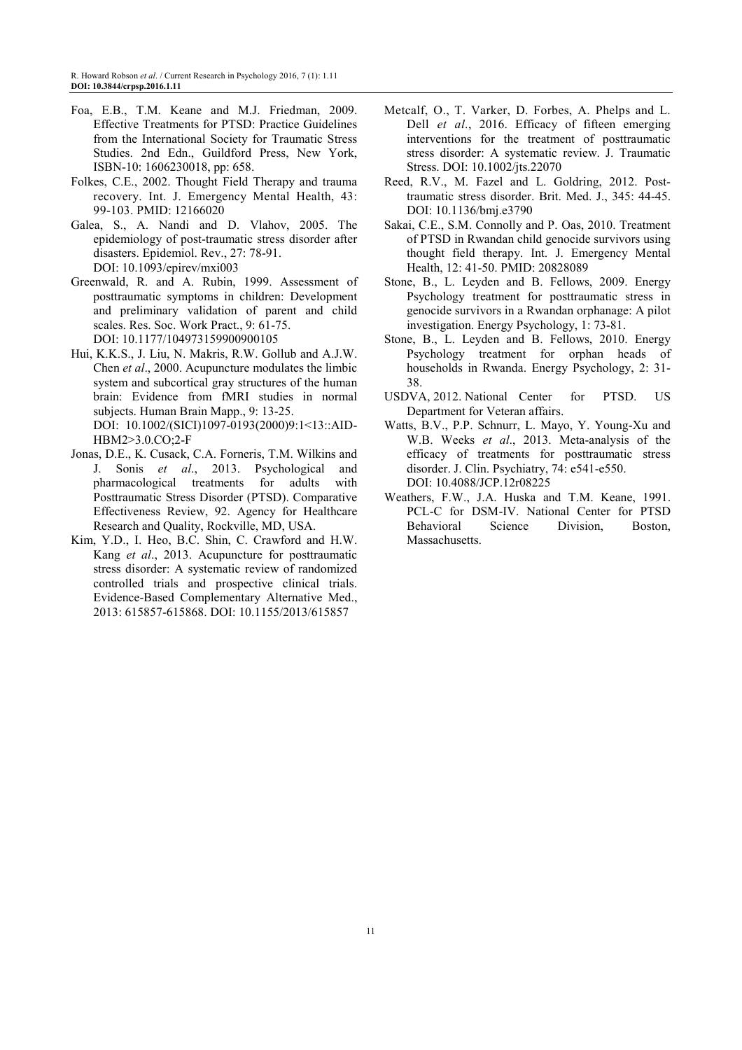Foa, E.B., T.M. Keane and M.J. Friedman, 2009. Effective Treatments for PTSD: Practice Guidelines from the International Society for Traumatic Stress Studies. 2nd Edn., Guildford Press, New York, ISBN-10: 1606230018, pp: 658.

Folkes, C.E., 2002. Thought Field Therapy and trauma recovery. Int. J. Emergency Mental Health, 43: 99-103. PMID: 12166020

Galea, S., A. Nandi and D. Vlahov, 2005. The epidemiology of post-traumatic stress disorder after disasters. Epidemiol. Rev., 27: 78-91. DOI: 10.1093/epirev/mxi003

Greenwald, R. and A. Rubin, 1999. Assessment of posttraumatic symptoms in children: Development and preliminary validation of parent and child scales. Res. Soc. Work Pract., 9: 61-75. DOI: 10.1177/104973159900900105

Hui, K.K.S., J. Liu, N. Makris, R.W. Gollub and A.J.W. Chen *et al*., 2000. Acupuncture modulates the limbic system and subcortical gray structures of the human brain: Evidence from fMRI studies in normal subjects. Human Brain Mapp., 9: 13-25. DOI: 10.1002/(SICI)1097-0193(2000)9:1<13::AID-HBM2>3.0.CO;2-F

Jonas, D.E., K. Cusack, C.A. Forneris, T.M. Wilkins and J. Sonis *et al*., 2013. Psychological and pharmacological treatments for adults with Posttraumatic Stress Disorder (PTSD). Comparative Effectiveness Review, 92. Agency for Healthcare Research and Quality, Rockville, MD, USA.

Kim, Y.D., I. Heo, B.C. Shin, C. Crawford and H.W. Kang *et al*., 2013. Acupuncture for posttraumatic stress disorder: A systematic review of randomized controlled trials and prospective clinical trials. Evidence-Based Complementary Alternative Med., 2013: 615857-615868. DOI: 10.1155/2013/615857

Metcalf, O., T. Varker, D. Forbes, A. Phelps and L. Dell *et al*., 2016. Efficacy of fifteen emerging interventions for the treatment of posttraumatic stress disorder: A systematic review. J. Traumatic Stress. DOI: 10.1002/jts.22070

Reed, R.V., M. Fazel and L. Goldring, 2012. Post-traumatic stress disorder. Brit. Med. J., 345: 44-45. DOI: 10.1136/bmj.e3790

Sakai, C.E., S.M. Connolly and P. Oas, 2010. Treatment of PTSD in Rwandan child genocide survivors using thought field therapy. Int. J. Emergency Mental Health, 12: 41-50. PMID: 20828089

Stone, B., L. Leyden and B. Fellows, 2009. Energy Psychology treatment for posttraumatic stress in genocide survivors in a Rwandan orphanage: A pilot investigation. Energy Psychology, 1: 73-81.

Stone, B., L. Leyden and B. Fellows, 2010. Energy Psychology treatment for orphan heads of households in Rwanda. Energy Psychology, 2: 31-38.

USDVA, 2012. National Center for PTSD. US Department for Veteran affairs.

Watts, B.V., P.P. Schnurr, L. Mayo, Y. Young-Xu and W.B. Weeks *et al*., 2013. Meta-analysis of the efficacy of treatments for posttraumatic stress disorder. J. Clin. Psychiatry, 74: e541-e550. DOI: 10.4088/JCP.12r08225

Weathers, F.W., J.A. Huska and T.M. Keane, 1991. PCL-C for DSM-IV. National Center for PTSD Behavioral Science Division, Boston, Massachusetts.